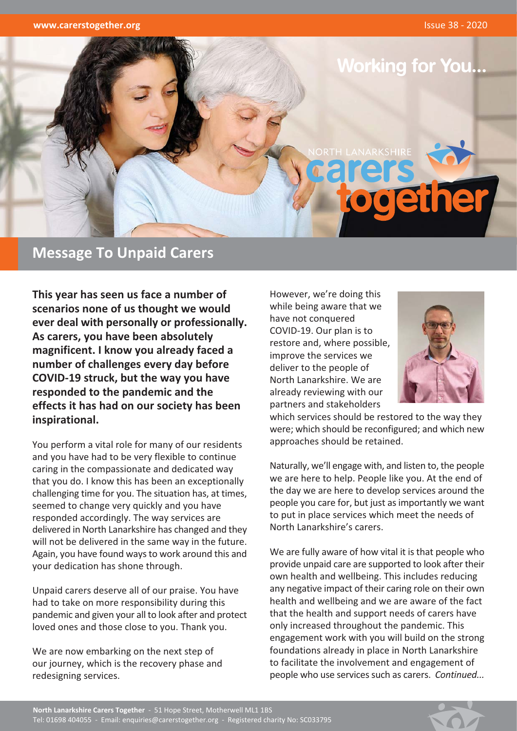# Working for You...

NORTH LANARKSHIRE carers together

## Message To Unpaid Carers

**This year has seen us face a number of scenarios none of us thought we would ever deal with personally or professionally. As carers, you have been absolutely magnificent. I know you already faced a number of challenges every day before COVID-19 struck, but the way you have responded to the pandemic and the effects it has had on our society has been inspirational.**

You perform a vital role for many of our residents and you have had to be very flexible to continue caring in the compassionate and dedicated way that you do. I know this has been an exceptionally challenging time for you. The situation has, at times, seemed to change very quickly and you have responded accordingly. The way services are delivered in North Lanarkshire has changed and they will not be delivered in the same way in the future. Again, you have found ways to work around this and your dedication has shone through.

Unpaid carers deserve all of our praise. You have had to take on more responsibility during this pandemic and given your all to look after and protect loved ones and those close to you. Thank you.

We are now embarking on the next step of our journey, which is the recovery phase and redesigning services.

However, we're doing this while being aware that we have not conquered COVID-19. Our plan is to restore and, where possible, improve the services we deliver to the people of North Lanarkshire. We are already reviewing with our partners and stakeholders which services should be restored to the way they were; which should be reconfigured; and which new approaches should be retained.

Naturally, we'll engage with, and listen to, the people we are here to help. People like you. At the end of the day we are here to develop services around the people you care for, but just as importantly we want to put in place services which meet the needs of North Lanarkshire's carers.

We are fully aware of how vital it is that people who provide unpaid care are supported to look after their own health and wellbeing. This includes reducing any negative impact of their caring role on their own health and wellbeing and we are aware of the fact that the health and support needs of carers have only increased throughout the pandemic. This engagement work with you will build on the strong foundations already in place in North Lanarkshire to facilitate the involvement and engagement of people who use services such as carers. *Continued...*

**North Lanarkshire Carers Together** - 51 Hope Street, Motherwell ML1 1BS
Tel: 01698 404055 - Email: enquiries@carerstogether.org - Registered charity No: SC033795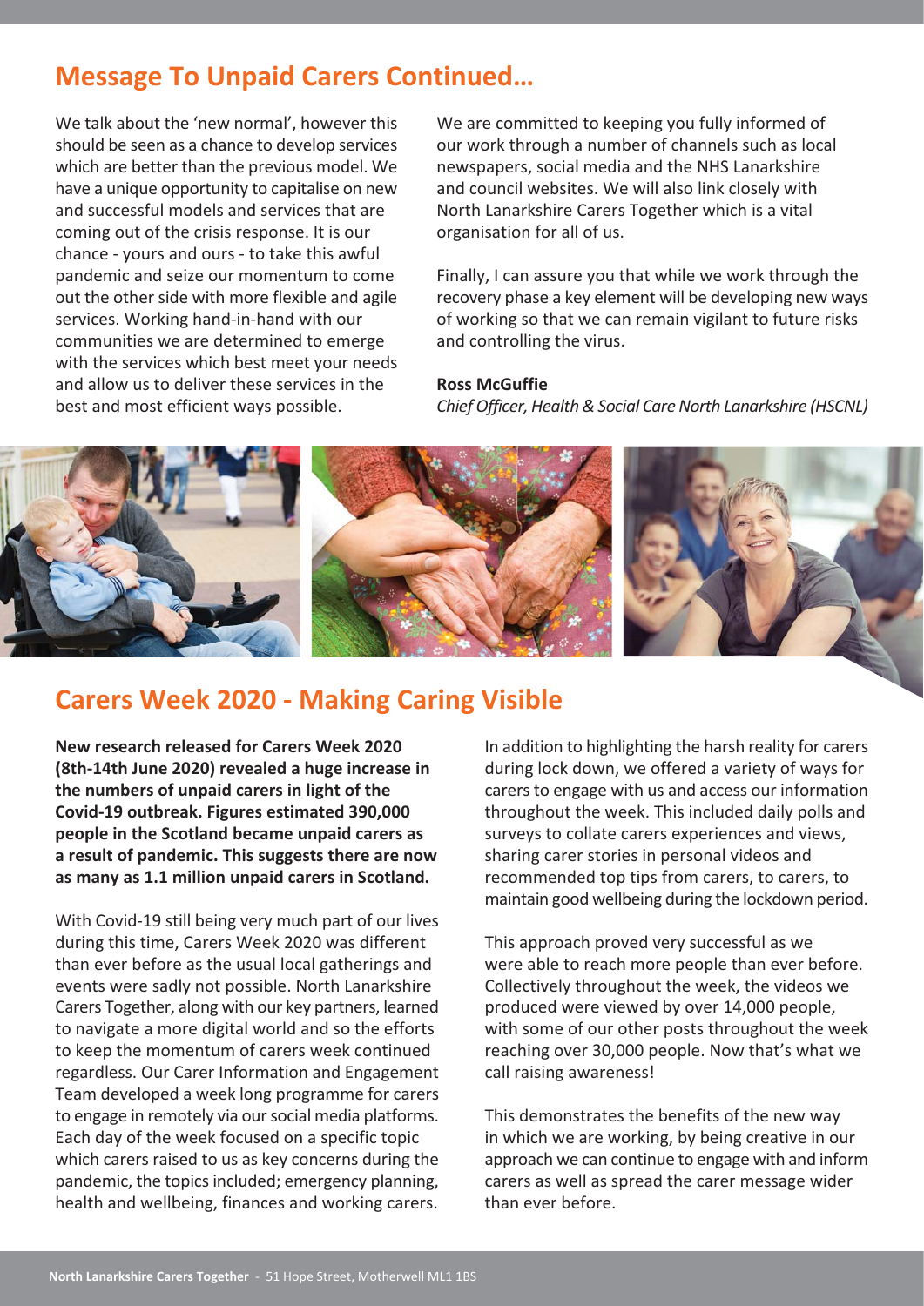## Message To Unpaid Carers Continued...

We talk about the 'new normal', however this should be seen as a chance to develop services which are better than the previous model. We have a unique opportunity to capitalise on new and successful models and services that are coming out of the crisis response. It is our chance - yours and ours - to take this awful pandemic and seize our momentum to come out the other side with more flexible and agile services. Working hand-in-hand with our communities we are determined to emerge with the services which best meet your needs and allow us to deliver these services in the best and most efficient ways possible.

We are committed to keeping you fully informed of our work through a number of channels such as local newspapers, social media and the NHS Lanarkshire and council websites. We will also link closely with North Lanarkshire Carers Together which is a vital organisation for all of us.

Finally, I can assure you that while we work through the recovery phase a key element will be developing new ways of working so that we can remain vigilant to future risks and controlling the virus.

**Ross McGuffie**
*Chief Officer, Health & Social Care North Lanarkshire (HSCNL)*

## Carers Week 2020 - Making Caring Visible

**New research released for Carers Week 2020 (8th-14th June 2020) revealed a huge increase in the numbers of unpaid carers in light of the Covid-19 outbreak. Figures estimated 390,000 people in the Scotland became unpaid carers as a result of pandemic. This suggests there are now as many as 1.1 million unpaid carers in Scotland.**

With Covid-19 still being very much part of our lives during this time, Carers Week 2020 was different than ever before as the usual local gatherings and events were sadly not possible. North Lanarkshire Carers Together, along with our key partners, learned to navigate a more digital world and so the efforts to keep the momentum of carers week continued regardless. Our Carer Information and Engagement Team developed a week long programme for carers to engage in remotely via our social media platforms. Each day of the week focused on a specific topic which carers raised to us as key concerns during the pandemic, the topics included; emergency planning, health and wellbeing, finances and working carers.

In addition to highlighting the harsh reality for carers during lock down, we offered a variety of ways for carers to engage with us and access our information throughout the week. This included daily polls and surveys to collate carers experiences and views, sharing carer stories in personal videos and recommended top tips from carers, to carers, to maintain good wellbeing during the lockdown period.

This approach proved very successful as we were able to reach more people than ever before. Collectively throughout the week, the videos we produced were viewed by over 14,000 people, with some of our other posts throughout the week reaching over 30,000 people. Now that's what we call raising awareness!

This demonstrates the benefits of the new way in which we are working, by being creative in our approach we can continue to engage with and inform carers as well as spread the carer message wider than ever before.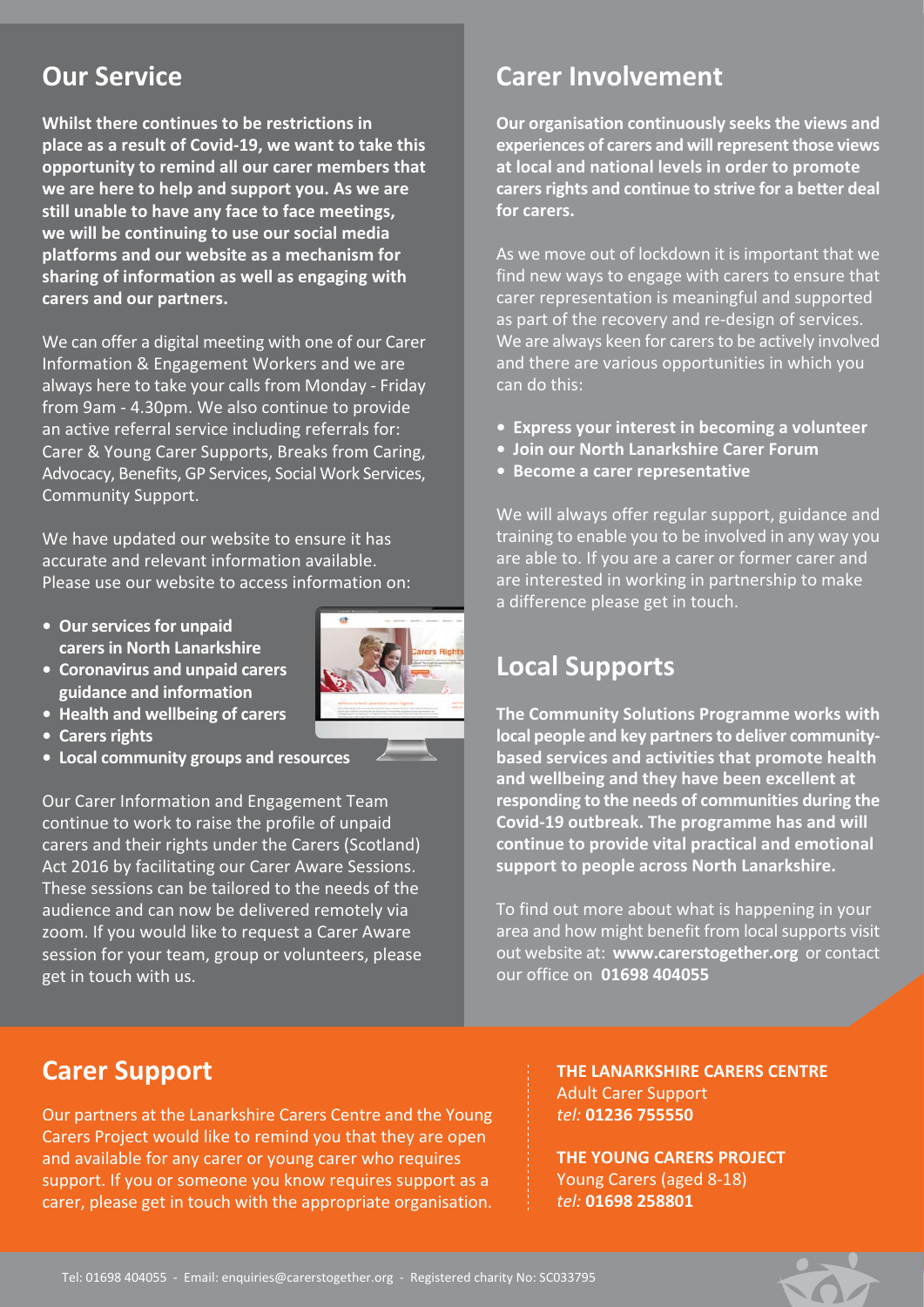## Our Service

**Whilst there continues to be restrictions in place as a result of Covid-19, we want to take this opportunity to remind all our carer members that we are here to help and support you. As we are still unable to have any face to face meetings, we will be continuing to use our social media platforms and our website as a mechanism for sharing of information as well as engaging with carers and our partners.**

We can offer a digital meeting with one of our Carer Information & Engagement Workers and we are always here to take your calls from Monday - Friday from 9am - 4.30pm. We also continue to provide an active referral service including referrals for: Carer & Young Carer Supports, Breaks from Caring, Advocacy, Benefits, GP Services, Social Work Services, Community Support.

We have updated our website to ensure it has accurate and relevant information available. Please use our website to access information on:

- **Our services for unpaid carers in North Lanarkshire**
- **Coronavirus and unpaid carers guidance and information**
- **Health and wellbeing of carers**
- **Carers rights**
- **Local community groups and resources**

Our Carer Information and Engagement Team continue to work to raise the profile of unpaid carers and their rights under the Carers (Scotland) Act 2016 by facilitating our Carer Aware Sessions. These sessions can be tailored to the needs of the audience and can now be delivered remotely via zoom. If you would like to request a Carer Aware session for your team, group or volunteers, please get in touch with us.

## Carer Involvement

**Our organisation continuously seeks the views and experiences of carers and will represent those views at local and national levels in order to promote carers rights and continue to strive for a better deal for carers.**

As we move out of lockdown it is important that we find new ways to engage with carers to ensure that carer representation is meaningful and supported as part of the recovery and re-design of services. We are always keen for carers to be actively involved and there are various opportunities in which you can do this:

- **Express your interest in becoming a volunteer**
- **Join our North Lanarkshire Carer Forum**
- **Become a carer representative**

We will always offer regular support, guidance and training to enable you to be involved in any way you are able to. If you are a carer or former carer and are interested in working in partnership to make a difference please get in touch.

## Local Supports

**The Community Solutions Programme works with local people and key partners to deliver community-based services and activities that promote health and wellbeing and they have been excellent at responding to the needs of communities during the Covid-19 outbreak. The programme has and will continue to provide vital practical and emotional support to people across North Lanarkshire.**

To find out more about what is happening in your area and how might benefit from local supports visit out website at: **www.carerstogether.org** or contact our office on **01698 404055**

## Carer Support

Our partners at the Lanarkshire Carers Centre and the Young Carers Project would like to remind you that they are open and available for any carer or young carer who requires support. If you or someone you know requires support as a carer, please get in touch with the appropriate organisation.

**THE LANARKSHIRE CARERS CENTRE**
Adult Carer Support
*tel:* **01236 755550**

**THE YOUNG CARERS PROJECT**
Young Carers (aged 8-18)
*tel:* **01698 258801**

Tel: 01698 404055 - Email: enquiries@carerstogether.org - Registered charity No: SC033795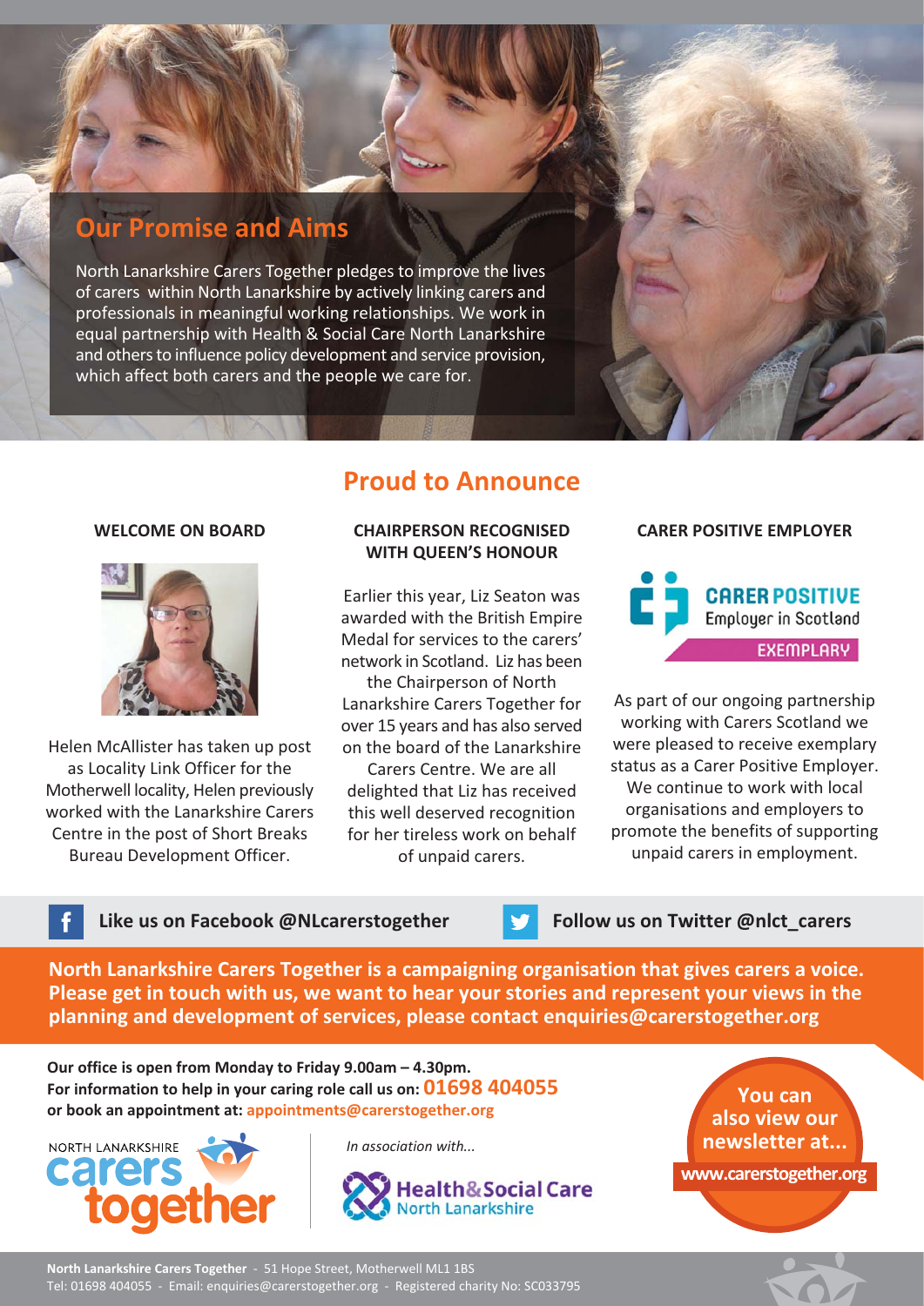## Our Promise and Aims

North Lanarkshire Carers Together pledges to improve the lives of carers within North Lanarkshire by actively linking carers and professionals in meaningful working relationships. We work in equal partnership with Health & Social Care North Lanarkshire and others to influence policy development and service provision, which affect both carers and the people we care for.

## Proud to Announce

### WELCOME ON BOARD

Helen McAllister has taken up post as Locality Link Officer for the Motherwell locality, Helen previously worked with the Lanarkshire Carers Centre in the post of Short Breaks Bureau Development Officer.

### CHAIRPERSON RECOGNISED WITH QUEEN'S HONOUR

Earlier this year, Liz Seaton was awarded with the British Empire Medal for services to the carers' network in Scotland. Liz has been the Chairperson of North Lanarkshire Carers Together for over 15 years and has also served on the board of the Lanarkshire Carers Centre. We are all delighted that Liz has received this well deserved recognition for her tireless work on behalf of unpaid carers.

### CARER POSITIVE EMPLOYER

CARER POSITIVE
Employer in Scotland
EXEMPLARY

As part of our ongoing partnership working with Carers Scotland we were pleased to receive exemplary status as a Carer Positive Employer. We continue to work with local organisations and employers to promote the benefits of supporting unpaid carers in employment.

**Like us on Facebook @NLcarerstogether**

**Follow us on Twitter @nlct_carers**

**North Lanarkshire Carers Together is a campaigning organisation that gives carers a voice. Please get in touch with us, we want to hear your stories and represent your views in the planning and development of services, please contact enquiries@carerstogether.org**

**Our office is open from Monday to Friday 9.00am – 4.30pm.**
**For information to help in your caring role call us on: 01698 404055**
**or book an appointment at: appointments@carerstogether.org**

**You can also view our newsletter at... www.carerstogether.org**

NORTH LANARKSHIRE carers together

*In association with...*

Health&Social Care North Lanarkshire

**North Lanarkshire Carers Together** - 51 Hope Street, Motherwell ML1 1BS
Tel: 01698 404055 - Email: enquiries@carerstogether.org - Registered charity No: SC033795